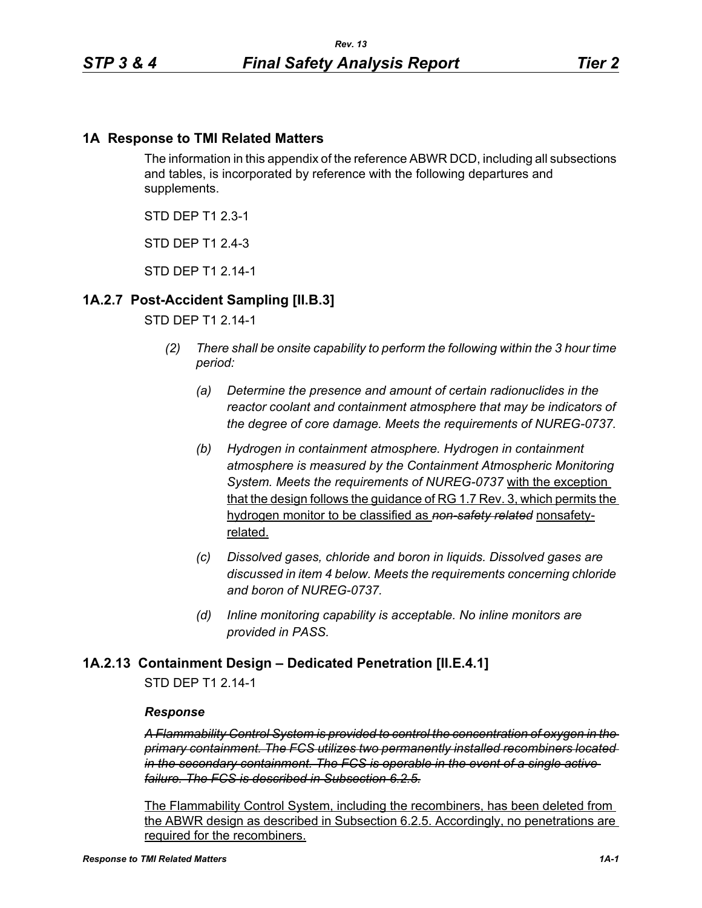# 1A Response to TMI Related Matters

The information in this appendix of the reference ABWR DCD, including all subsections and tables, is incorporated by reference with the following departures and supplements.

STD DEP T1 2.3-1

STD DEP T1 2.4-3

STD DEP T1 2.14-1

## 1A.2.7 Post-Accident Sampling [II.B.3]

STD DEP T1 2.14-1

*(2) There shall be onsite capability to perform the following within the 3 hour time period:*

*(a) Determine the presence and amount of certain radionuclides in the reactor coolant and containment atmosphere that may be indicators of the degree of core damage. Meets the requirements of NUREG-0737.*

*(b) Hydrogen in containment atmosphere. Hydrogen in containment atmosphere is measured by the Containment Atmospheric Monitoring System. Meets the requirements of NUREG-0737* <u>with the exception that the design follows the guidance of RG 1.7 Rev. 3, which permits the hydrogen monitor to be classified as</u> ~~*non-safety related*~~ <u>nonsafety-related.</u>

*(c) Dissolved gases, chloride and boron in liquids. Dissolved gases are discussed in item 4 below. Meets the requirements concerning chloride and boron of NUREG-0737.*

*(d) Inline monitoring capability is acceptable. No inline monitors are provided in PASS.*

## 1A.2.13 Containment Design – Dedicated Penetration [II.E.4.1]

STD DEP T1 2.14-1

### *Response*

~~*A Flammability Control System is provided to control the concentration of oxygen in the primary containment. The FCS utilizes two permanently installed recombiners located in the secondary containment. The FCS is operable in the event of a single active failure. The FCS is described in Subsection 6.2.5.*~~

<u>The Flammability Control System, including the recombiners, has been deleted from the ABWR design as described in Subsection 6.2.5. Accordingly, no penetrations are required for the recombiners.</u>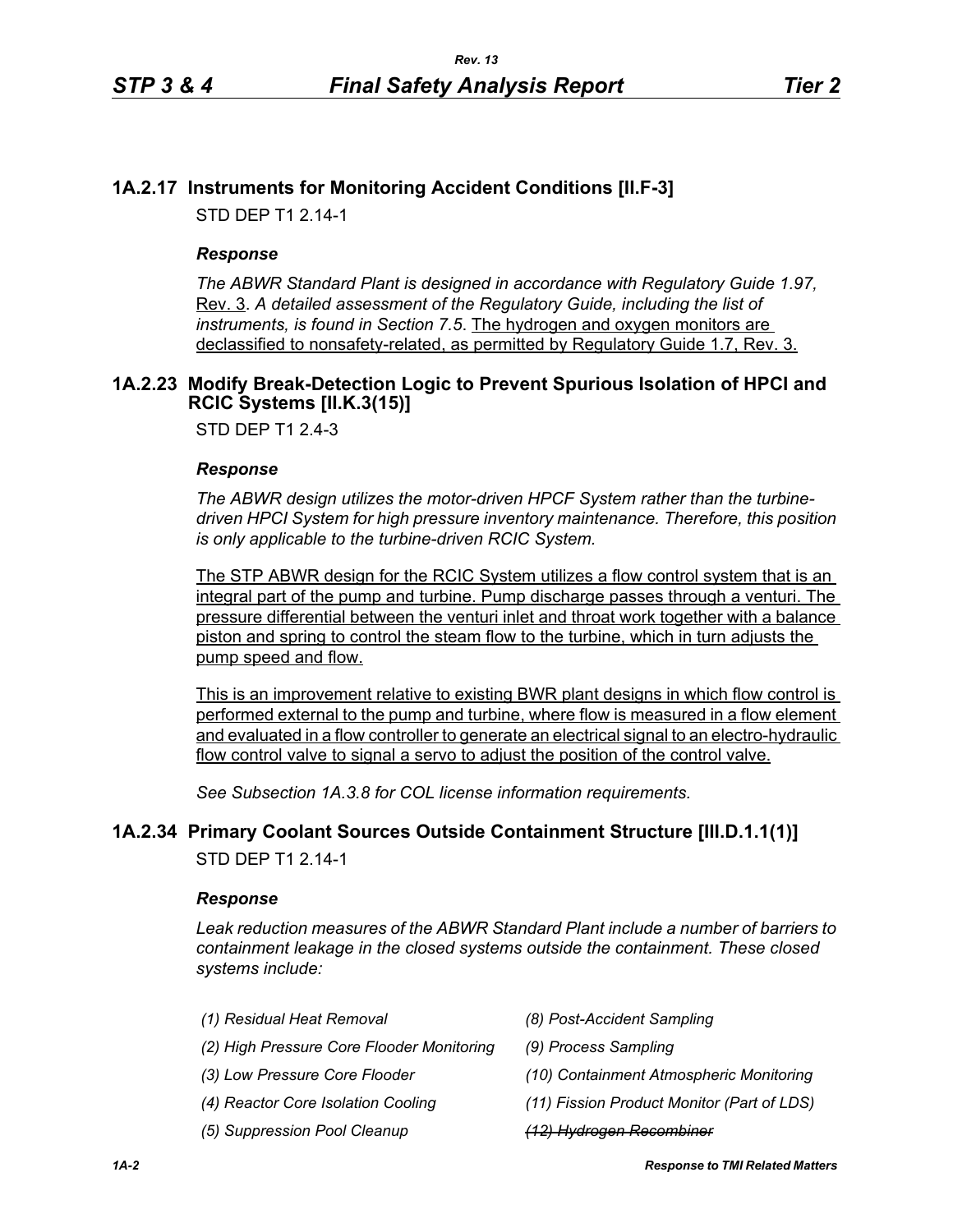## 1A.2.17 Instruments for Monitoring Accident Conditions [II.F-3]

STD DEP T1 2.14-1

### *Response*

*The ABWR Standard Plant is designed in accordance with Regulatory Guide 1.97,* Rev. 3. *A detailed assessment of the Regulatory Guide, including the list of instruments, is found in Section 7.5*. The hydrogen and oxygen monitors are declassified to nonsafety-related, as permitted by Regulatory Guide 1.7, Rev. 3.

## 1A.2.23 Modify Break-Detection Logic to Prevent Spurious Isolation of HPCI and RCIC Systems [II.K.3(15)]

STD DEP T1 2.4-3

### *Response*

*The ABWR design utilizes the motor-driven HPCF System rather than the turbine-driven HPCI System for high pressure inventory maintenance. Therefore, this position is only applicable to the turbine-driven RCIC System.*

The STP ABWR design for the RCIC System utilizes a flow control system that is an integral part of the pump and turbine. Pump discharge passes through a venturi. The pressure differential between the venturi inlet and throat work together with a balance piston and spring to control the steam flow to the turbine, which in turn adjusts the pump speed and flow.

This is an improvement relative to existing BWR plant designs in which flow control is performed external to the pump and turbine, where flow is measured in a flow element and evaluated in a flow controller to generate an electrical signal to an electro-hydraulic flow control valve to signal a servo to adjust the position of the control valve.

*See Subsection 1A.3.8 for COL license information requirements.*

## 1A.2.34 Primary Coolant Sources Outside Containment Structure [III.D.1.1(1)]

STD DEP T1 2.14-1

### *Response*

*Leak reduction measures of the ABWR Standard Plant include a number of barriers to containment leakage in the closed systems outside the containment. These closed systems include:*

*(1) Residual Heat Removal*

*(2) High Pressure Core Flooder Monitoring*

*(3) Low Pressure Core Flooder*

*(4) Reactor Core Isolation Cooling*

*(5) Suppression Pool Cleanup*

*(8) Post-Accident Sampling*

*(9) Process Sampling*

*(10) Containment Atmospheric Monitoring*

*(11) Fission Product Monitor (Part of LDS)*

~~*(12) Hydrogen Recombiner*~~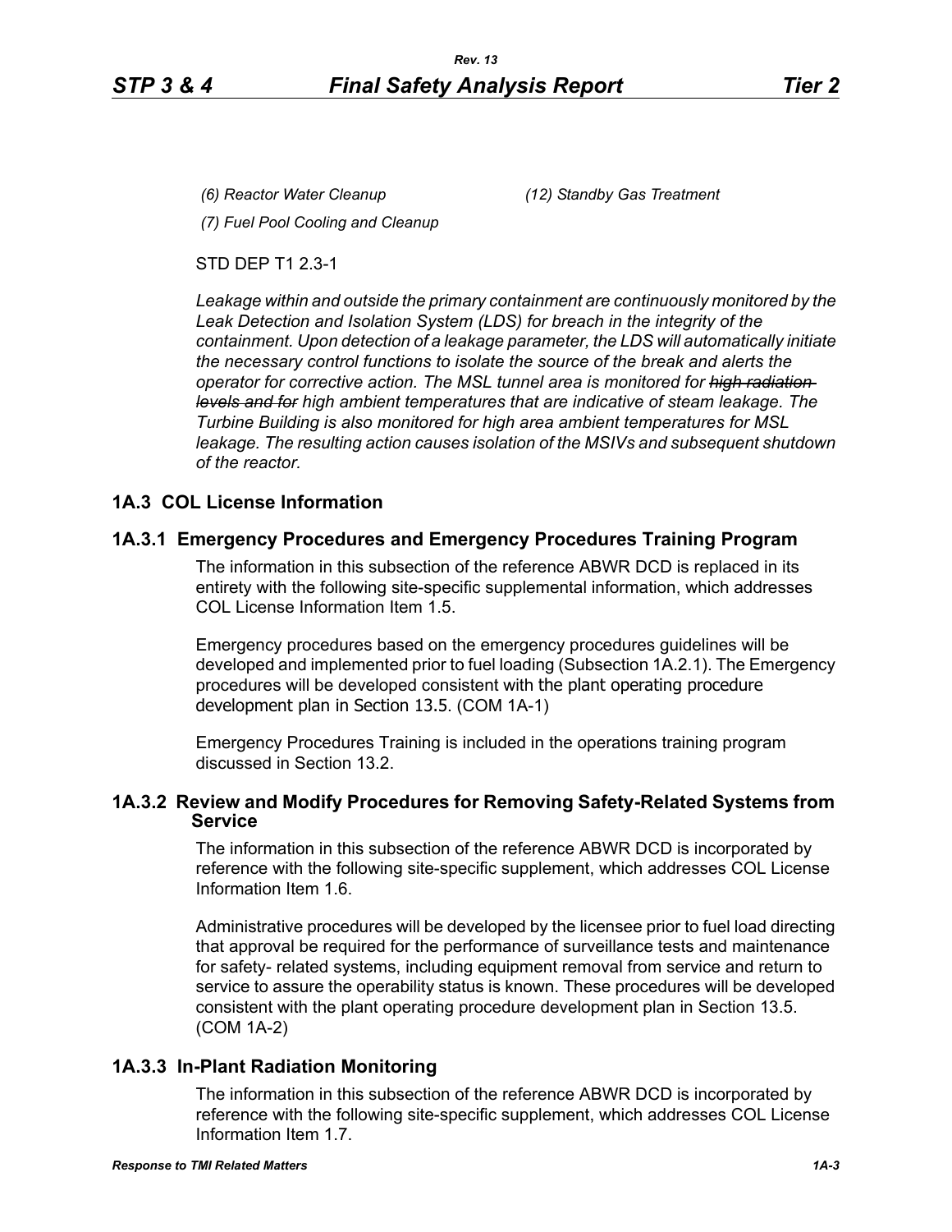*(6) Reactor Water Cleanup*

*(7) Fuel Pool Cooling and Cleanup*

*(12) Standby Gas Treatment*

STD DEP T1 2.3-1

*Leakage within and outside the primary containment are continuously monitored by the Leak Detection and Isolation System (LDS) for breach in the integrity of the containment. Upon detection of a leakage parameter, the LDS will automatically initiate the necessary control functions to isolate the source of the break and alerts the operator for corrective action. The MSL tunnel area is monitored for ~~high radiation levels and for~~ high ambient temperatures that are indicative of steam leakage. The Turbine Building is also monitored for high area ambient temperatures for MSL leakage. The resulting action causes isolation of the MSIVs and subsequent shutdown of the reactor.*

## 1A.3 COL License Information

### 1A.3.1 Emergency Procedures and Emergency Procedures Training Program

The information in this subsection of the reference ABWR DCD is replaced in its entirety with the following site-specific supplemental information, which addresses COL License Information Item 1.5.

Emergency procedures based on the emergency procedures guidelines will be developed and implemented prior to fuel loading (Subsection 1A.2.1). The Emergency procedures will be developed consistent with the plant operating procedure development plan in Section 13.5. (COM 1A-1)

Emergency Procedures Training is included in the operations training program discussed in Section 13.2.

### 1A.3.2 Review and Modify Procedures for Removing Safety-Related Systems from Service

The information in this subsection of the reference ABWR DCD is incorporated by reference with the following site-specific supplement, which addresses COL License Information Item 1.6.

Administrative procedures will be developed by the licensee prior to fuel load directing that approval be required for the performance of surveillance tests and maintenance for safety- related systems, including equipment removal from service and return to service to assure the operability status is known. These procedures will be developed consistent with the plant operating procedure development plan in Section 13.5. (COM 1A-2)

### 1A.3.3 In-Plant Radiation Monitoring

The information in this subsection of the reference ABWR DCD is incorporated by reference with the following site-specific supplement, which addresses COL License Information Item 1.7.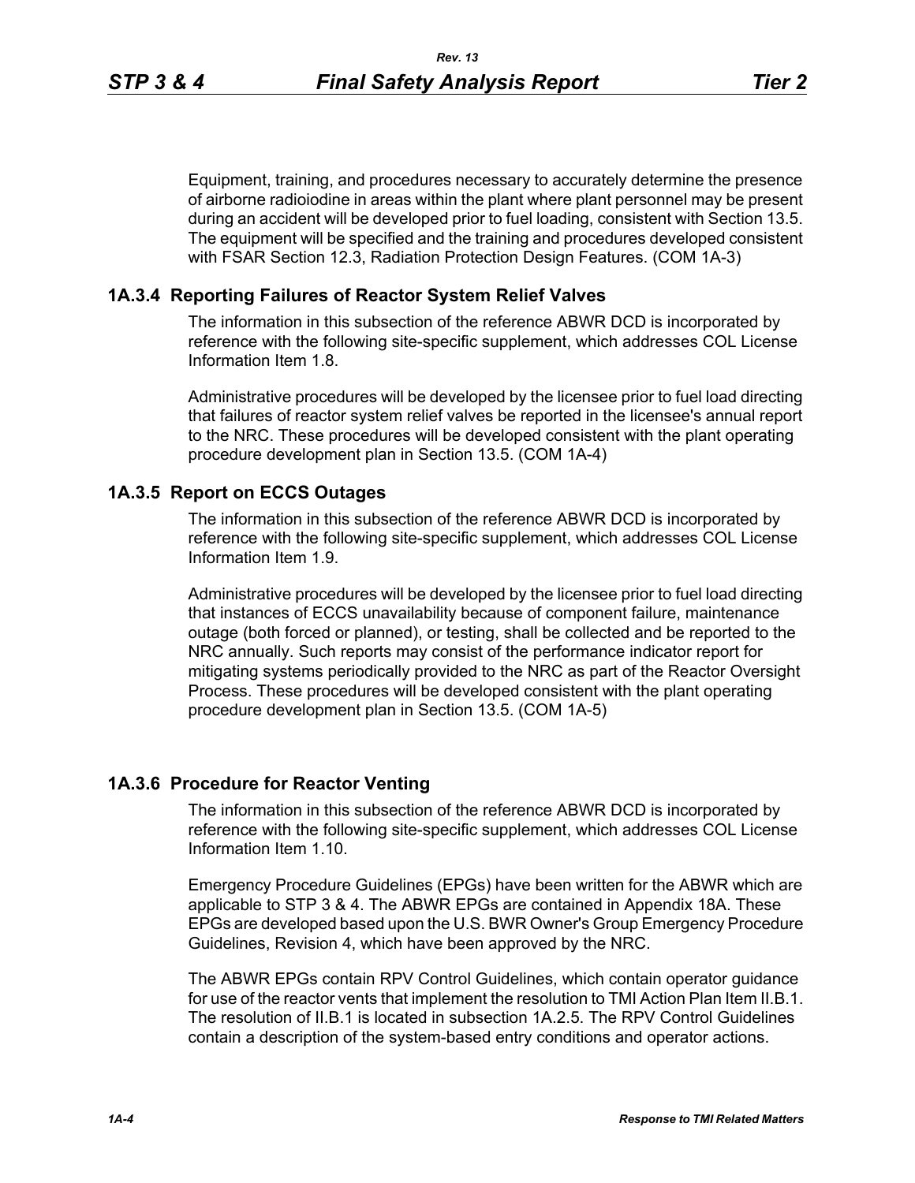Equipment, training, and procedures necessary to accurately determine the presence of airborne radioiodine in areas within the plant where plant personnel may be present during an accident will be developed prior to fuel loading, consistent with Section 13.5. The equipment will be specified and the training and procedures developed consistent with FSAR Section 12.3, Radiation Protection Design Features. (COM 1A-3)

### 1A.3.4 Reporting Failures of Reactor System Relief Valves

The information in this subsection of the reference ABWR DCD is incorporated by reference with the following site-specific supplement, which addresses COL License Information Item 1.8.

Administrative procedures will be developed by the licensee prior to fuel load directing that failures of reactor system relief valves be reported in the licensee's annual report to the NRC. These procedures will be developed consistent with the plant operating procedure development plan in Section 13.5. (COM 1A-4)

### 1A.3.5 Report on ECCS Outages

The information in this subsection of the reference ABWR DCD is incorporated by reference with the following site-specific supplement, which addresses COL License Information Item 1.9.

Administrative procedures will be developed by the licensee prior to fuel load directing that instances of ECCS unavailability because of component failure, maintenance outage (both forced or planned), or testing, shall be collected and be reported to the NRC annually. Such reports may consist of the performance indicator report for mitigating systems periodically provided to the NRC as part of the Reactor Oversight Process. These procedures will be developed consistent with the plant operating procedure development plan in Section 13.5. (COM 1A-5)

### 1A.3.6 Procedure for Reactor Venting

The information in this subsection of the reference ABWR DCD is incorporated by reference with the following site-specific supplement, which addresses COL License Information Item 1.10.

Emergency Procedure Guidelines (EPGs) have been written for the ABWR which are applicable to STP 3 & 4. The ABWR EPGs are contained in Appendix 18A. These EPGs are developed based upon the U.S. BWR Owner's Group Emergency Procedure Guidelines, Revision 4, which have been approved by the NRC.

The ABWR EPGs contain RPV Control Guidelines, which contain operator guidance for use of the reactor vents that implement the resolution to TMI Action Plan Item II.B.1. The resolution of II.B.1 is located in subsection 1A.2.5. The RPV Control Guidelines contain a description of the system-based entry conditions and operator actions.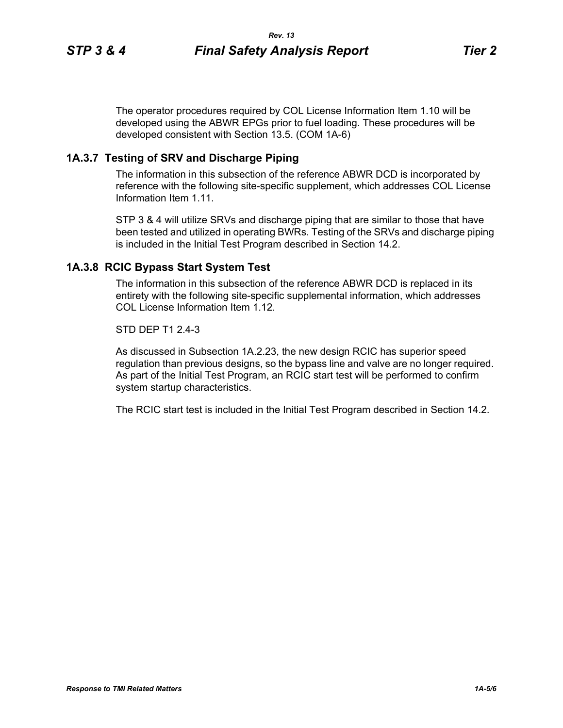The operator procedures required by COL License Information Item 1.10 will be developed using the ABWR EPGs prior to fuel loading. These procedures will be developed consistent with Section 13.5. (COM 1A-6)

### 1A.3.7 Testing of SRV and Discharge Piping

The information in this subsection of the reference ABWR DCD is incorporated by reference with the following site-specific supplement, which addresses COL License Information Item 1.11.

STP 3 & 4 will utilize SRVs and discharge piping that are similar to those that have been tested and utilized in operating BWRs. Testing of the SRVs and discharge piping is included in the Initial Test Program described in Section 14.2.

### 1A.3.8 RCIC Bypass Start System Test

The information in this subsection of the reference ABWR DCD is replaced in its entirety with the following site-specific supplemental information, which addresses COL License Information Item 1.12.

STD DEP T1 2.4-3

As discussed in Subsection 1A.2.23, the new design RCIC has superior speed regulation than previous designs, so the bypass line and valve are no longer required. As part of the Initial Test Program, an RCIC start test will be performed to confirm system startup characteristics.

The RCIC start test is included in the Initial Test Program described in Section 14.2.